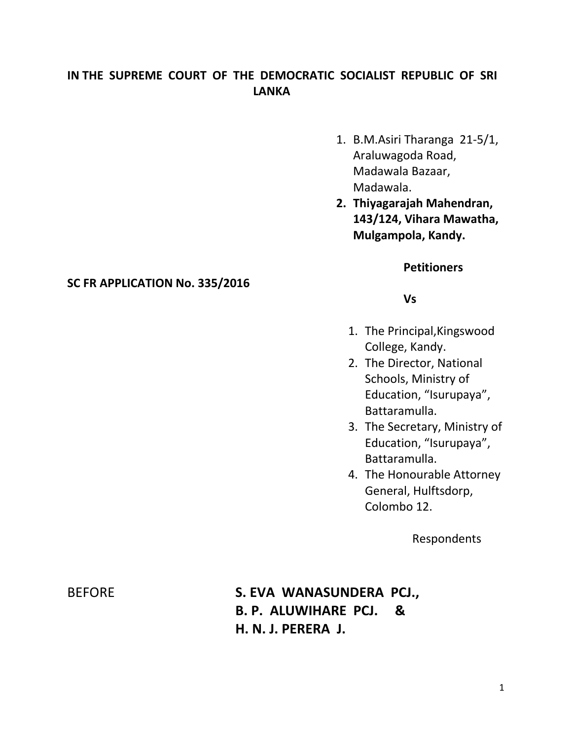**IN THE SUPREME COURT OF THE DEMOCRATIC SOCIALIST REPUBLIC OF SRI LANKA**

1. B.M.Asiri Tharanga 21-5/1, Araluwagoda Road, Madawala Bazaar, Madawala.
2. **Thiyagarajah Mahendran, 143/124, Vihara Mawatha, Mulgampola, Kandy.**

**Petitioners**

**SC FR APPLICATION No. 335/2016**

**Vs**

1. The Principal,Kingswood College, Kandy.
2. The Director, National Schools, Ministry of Education, "Isurupaya", Battaramulla.
3. The Secretary, Ministry of Education, "Isurupaya", Battaramulla.
4. The Honourable Attorney General, Hulftsdorp, Colombo 12.

Respondents

BEFORE **S. EVA WANASUNDERA PCJ.,**
**B. P. ALUWIHARE PCJ. &**
**H. N. J. PERERA J.**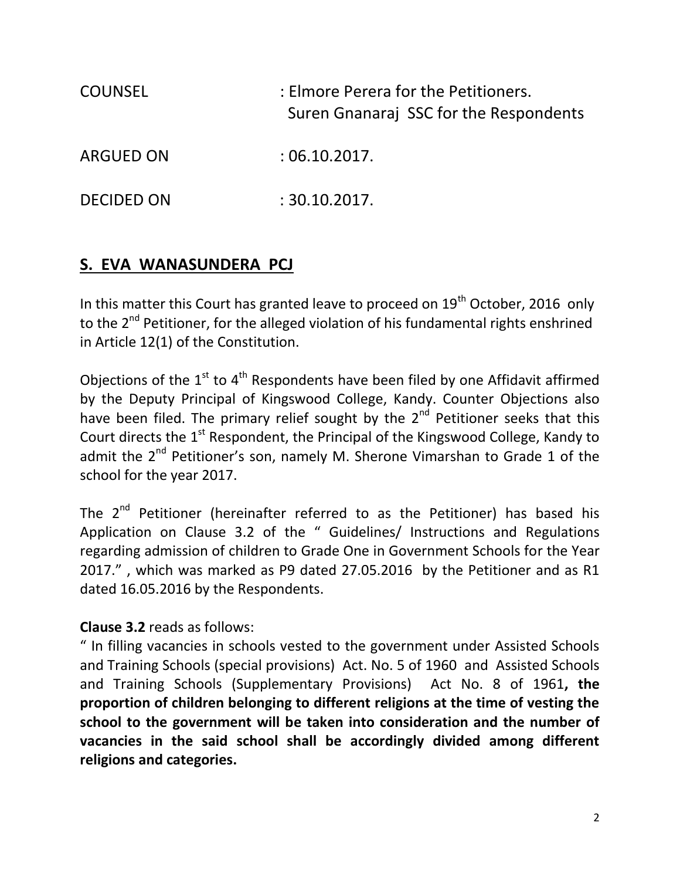COUNSEL : Elmore Perera for the Petitioners.
Suren Gnanaraj SSC for the Respondents

ARGUED ON : 06.10.2017.

DECIDED ON : 30.10.2017.

## S. EVA WANASUNDERA PCJ

In this matter this Court has granted leave to proceed on 19th October, 2016 only to the 2nd Petitioner, for the alleged violation of his fundamental rights enshrined in Article 12(1) of the Constitution.

Objections of the 1st to 4th Respondents have been filed by one Affidavit affirmed by the Deputy Principal of Kingswood College, Kandy. Counter Objections also have been filed. The primary relief sought by the 2nd Petitioner seeks that this Court directs the 1st Respondent, the Principal of the Kingswood College, Kandy to admit the 2nd Petitioner's son, namely M. Sherone Vimarshan to Grade 1 of the school for the year 2017.

The 2nd Petitioner (hereinafter referred to as the Petitioner) has based his Application on Clause 3.2 of the " Guidelines/ Instructions and Regulations regarding admission of children to Grade One in Government Schools for the Year 2017." , which was marked as P9 dated 27.05.2016 by the Petitioner and as R1 dated 16.05.2016 by the Respondents.

**Clause 3.2** reads as follows:

" In filling vacancies in schools vested to the government under Assisted Schools and Training Schools (special provisions) Act. No. 5 of 1960 and Assisted Schools and Training Schools (Supplementary Provisions) Act No. 8 of 1961**, the proportion of children belonging to different religions at the time of vesting the school to the government will be taken into consideration and the number of vacancies in the said school shall be accordingly divided among different religions and categories.**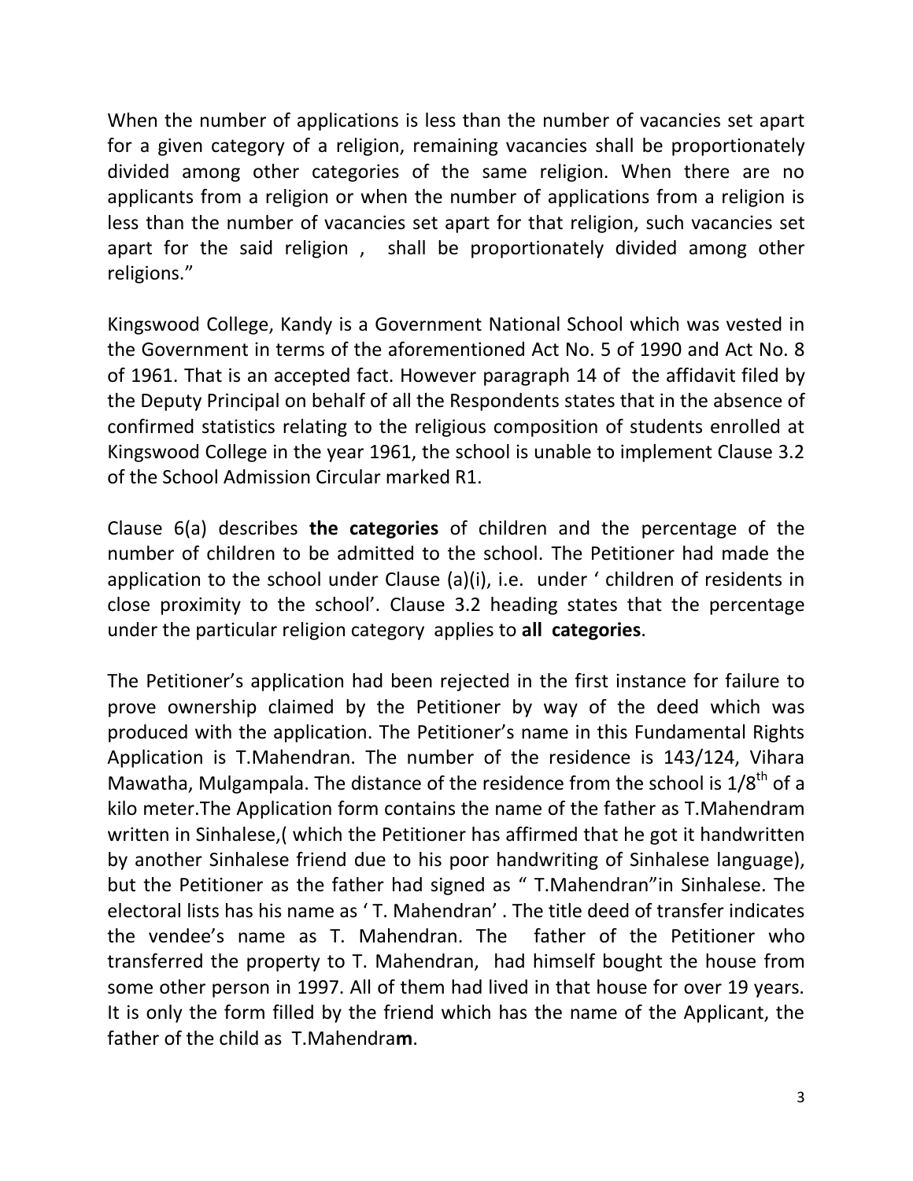When the number of applications is less than the number of vacancies set apart for a given category of a religion, remaining vacancies shall be proportionately divided among other categories of the same religion. When there are no applicants from a religion or when the number of applications from a religion is less than the number of vacancies set apart for that religion, such vacancies set apart for the said religion , shall be proportionately divided among other religions."

Kingswood College, Kandy is a Government National School which was vested in the Government in terms of the aforementioned Act No. 5 of 1990 and Act No. 8 of 1961. That is an accepted fact. However paragraph 14 of the affidavit filed by the Deputy Principal on behalf of all the Respondents states that in the absence of confirmed statistics relating to the religious composition of students enrolled at Kingswood College in the year 1961, the school is unable to implement Clause 3.2 of the School Admission Circular marked R1.

Clause 6(a) describes **the categories** of children and the percentage of the number of children to be admitted to the school. The Petitioner had made the application to the school under Clause (a)(i), i.e. under ' children of residents in close proximity to the school'. Clause 3.2 heading states that the percentage under the particular religion category applies to **all categories**.

The Petitioner's application had been rejected in the first instance for failure to prove ownership claimed by the Petitioner by way of the deed which was produced with the application. The Petitioner's name in this Fundamental Rights Application is T.Mahendran. The number of the residence is 143/124, Vihara Mawatha, Mulgampala. The distance of the residence from the school is 1/8th of a kilo meter.The Application form contains the name of the father as T.Mahendram written in Sinhalese,( which the Petitioner has affirmed that he got it handwritten by another Sinhalese friend due to his poor handwriting of Sinhalese language), but the Petitioner as the father had signed as " T.Mahendran"in Sinhalese. The electoral lists has his name as ' T. Mahendran' . The title deed of transfer indicates the vendee's name as T. Mahendran. The father of the Petitioner who transferred the property to T. Mahendran, had himself bought the house from some other person in 1997. All of them had lived in that house for over 19 years. It is only the form filled by the friend which has the name of the Applicant, the father of the child as T.Mahendra**m**.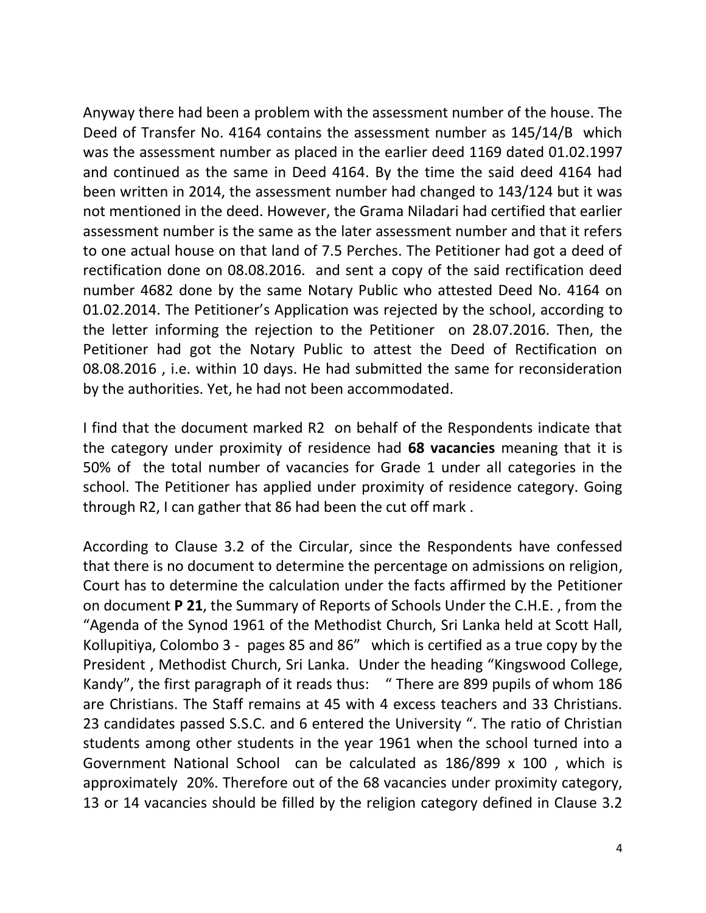Anyway there had been a problem with the assessment number of the house. The Deed of Transfer No. 4164 contains the assessment number as 145/14/B which was the assessment number as placed in the earlier deed 1169 dated 01.02.1997 and continued as the same in Deed 4164. By the time the said deed 4164 had been written in 2014, the assessment number had changed to 143/124 but it was not mentioned in the deed. However, the Grama Niladari had certified that earlier assessment number is the same as the later assessment number and that it refers to one actual house on that land of 7.5 Perches. The Petitioner had got a deed of rectification done on 08.08.2016. and sent a copy of the said rectification deed number 4682 done by the same Notary Public who attested Deed No. 4164 on 01.02.2014. The Petitioner's Application was rejected by the school, according to the letter informing the rejection to the Petitioner on 28.07.2016. Then, the Petitioner had got the Notary Public to attest the Deed of Rectification on 08.08.2016 , i.e. within 10 days. He had submitted the same for reconsideration by the authorities. Yet, he had not been accommodated.

I find that the document marked R2 on behalf of the Respondents indicate that the category under proximity of residence had **68 vacancies** meaning that it is 50% of the total number of vacancies for Grade 1 under all categories in the school. The Petitioner has applied under proximity of residence category. Going through R2, I can gather that 86 had been the cut off mark .

According to Clause 3.2 of the Circular, since the Respondents have confessed that there is no document to determine the percentage on admissions on religion, Court has to determine the calculation under the facts affirmed by the Petitioner on document **P 21**, the Summary of Reports of Schools Under the C.H.E. , from the "Agenda of the Synod 1961 of the Methodist Church, Sri Lanka held at Scott Hall, Kollupitiya, Colombo 3 - pages 85 and 86" which is certified as a true copy by the President , Methodist Church, Sri Lanka. Under the heading "Kingswood College, Kandy", the first paragraph of it reads thus: " There are 899 pupils of whom 186 are Christians. The Staff remains at 45 with 4 excess teachers and 33 Christians. 23 candidates passed S.S.C. and 6 entered the University ". The ratio of Christian students among other students in the year 1961 when the school turned into a Government National School can be calculated as 186/899 x 100 , which is approximately 20%. Therefore out of the 68 vacancies under proximity category, 13 or 14 vacancies should be filled by the religion category defined in Clause 3.2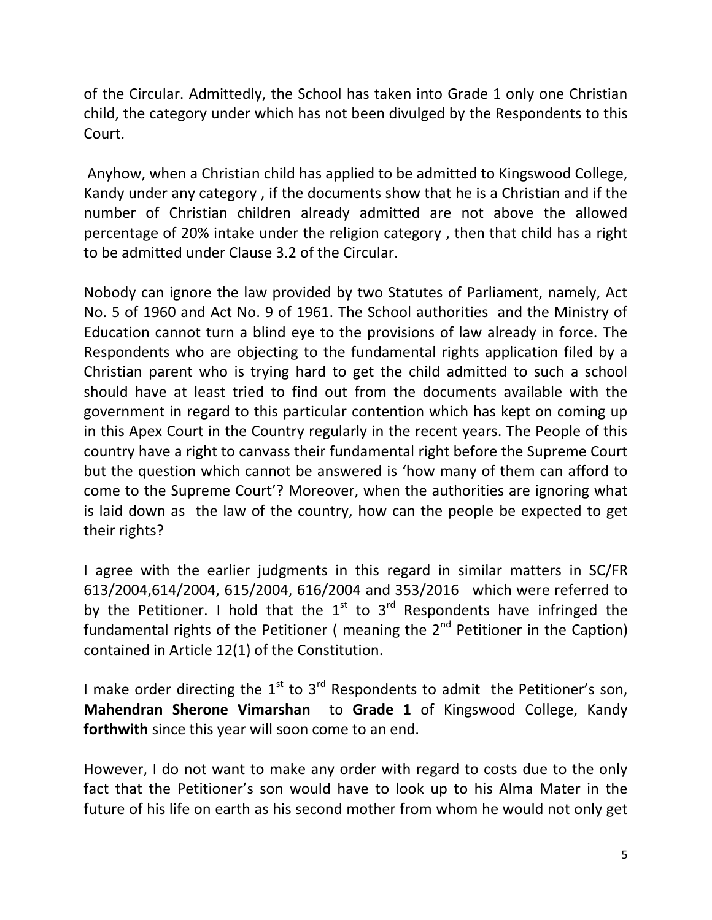of the Circular. Admittedly, the School has taken into Grade 1 only one Christian child, the category under which has not been divulged by the Respondents to this Court.

Anyhow, when a Christian child has applied to be admitted to Kingswood College, Kandy under any category , if the documents show that he is a Christian and if the number of Christian children already admitted are not above the allowed percentage of 20% intake under the religion category , then that child has a right to be admitted under Clause 3.2 of the Circular.

Nobody can ignore the law provided by two Statutes of Parliament, namely, Act No. 5 of 1960 and Act No. 9 of 1961. The School authorities and the Ministry of Education cannot turn a blind eye to the provisions of law already in force. The Respondents who are objecting to the fundamental rights application filed by a Christian parent who is trying hard to get the child admitted to such a school should have at least tried to find out from the documents available with the government in regard to this particular contention which has kept on coming up in this Apex Court in the Country regularly in the recent years. The People of this country have a right to canvass their fundamental right before the Supreme Court but the question which cannot be answered is 'how many of them can afford to come to the Supreme Court'? Moreover, when the authorities are ignoring what is laid down as the law of the country, how can the people be expected to get their rights?

I agree with the earlier judgments in this regard in similar matters in SC/FR 613/2004,614/2004, 615/2004, 616/2004 and 353/2016 which were referred to by the Petitioner. I hold that the 1st to 3rd Respondents have infringed the fundamental rights of the Petitioner ( meaning the 2nd Petitioner in the Caption) contained in Article 12(1) of the Constitution.

I make order directing the 1st to 3rd Respondents to admit the Petitioner's son, **Mahendran Sherone Vimarshan** to **Grade 1** of Kingswood College, Kandy **forthwith** since this year will soon come to an end.

However, I do not want to make any order with regard to costs due to the only fact that the Petitioner's son would have to look up to his Alma Mater in the future of his life on earth as his second mother from whom he would not only get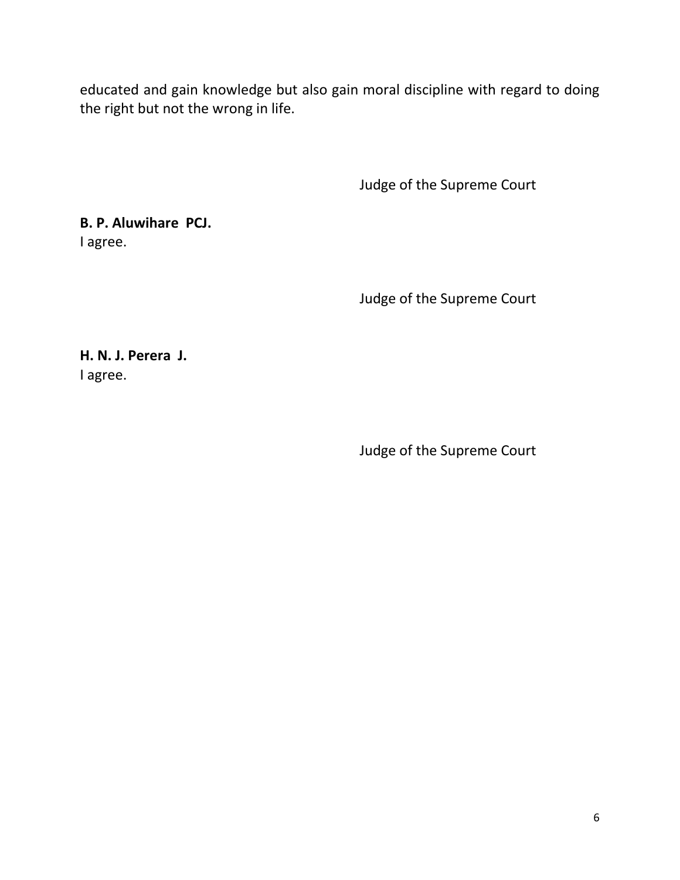educated and gain knowledge but also gain moral discipline with regard to doing the right but not the wrong in life.

Judge of the Supreme Court

**B. P. Aluwihare PCJ.**
I agree.

Judge of the Supreme Court

**H. N. J. Perera J.**
I agree.

Judge of the Supreme Court